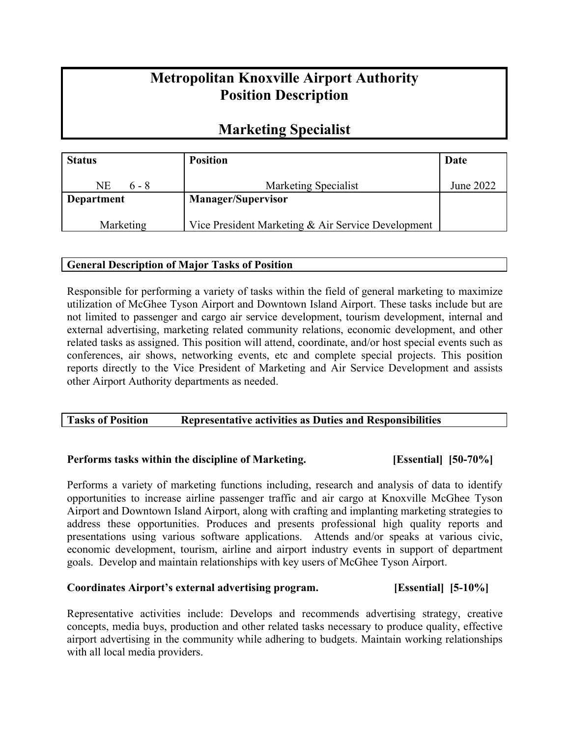# Metropolitan Knoxville Airport Authority
# Position Description

## Marketing Specialist

| Status | Position | Date |
|---|---|---|
| NE 6 - 8 | Marketing Specialist | June 2022 |
| **Department** | **Manager/Supervisor** | |
| Marketing | Vice President Marketing & Air Service Development | |

### General Description of Major Tasks of Position

Responsible for performing a variety of tasks within the field of general marketing to maximize utilization of McGhee Tyson Airport and Downtown Island Airport. These tasks include but are not limited to passenger and cargo air service development, tourism development, internal and external advertising, marketing related community relations, economic development, and other related tasks as assigned. This position will attend, coordinate, and/or host special events such as conferences, air shows, networking events, etc and complete special projects. This position reports directly to the Vice President of Marketing and Air Service Development and assists other Airport Authority departments as needed.

### Tasks of Position — Representative activities as Duties and Responsibilities

**Performs tasks within the discipline of Marketing. [Essential] [50-70%]**

Performs a variety of marketing functions including, research and analysis of data to identify opportunities to increase airline passenger traffic and air cargo at Knoxville McGhee Tyson Airport and Downtown Island Airport, along with crafting and implanting marketing strategies to address these opportunities. Produces and presents professional high quality reports and presentations using various software applications. Attends and/or speaks at various civic, economic development, tourism, airline and airport industry events in support of department goals. Develop and maintain relationships with key users of McGhee Tyson Airport.

**Coordinates Airport's external advertising program. [Essential] [5-10%]**

Representative activities include: Develops and recommends advertising strategy, creative concepts, media buys, production and other related tasks necessary to produce quality, effective airport advertising in the community while adhering to budgets. Maintain working relationships with all local media providers.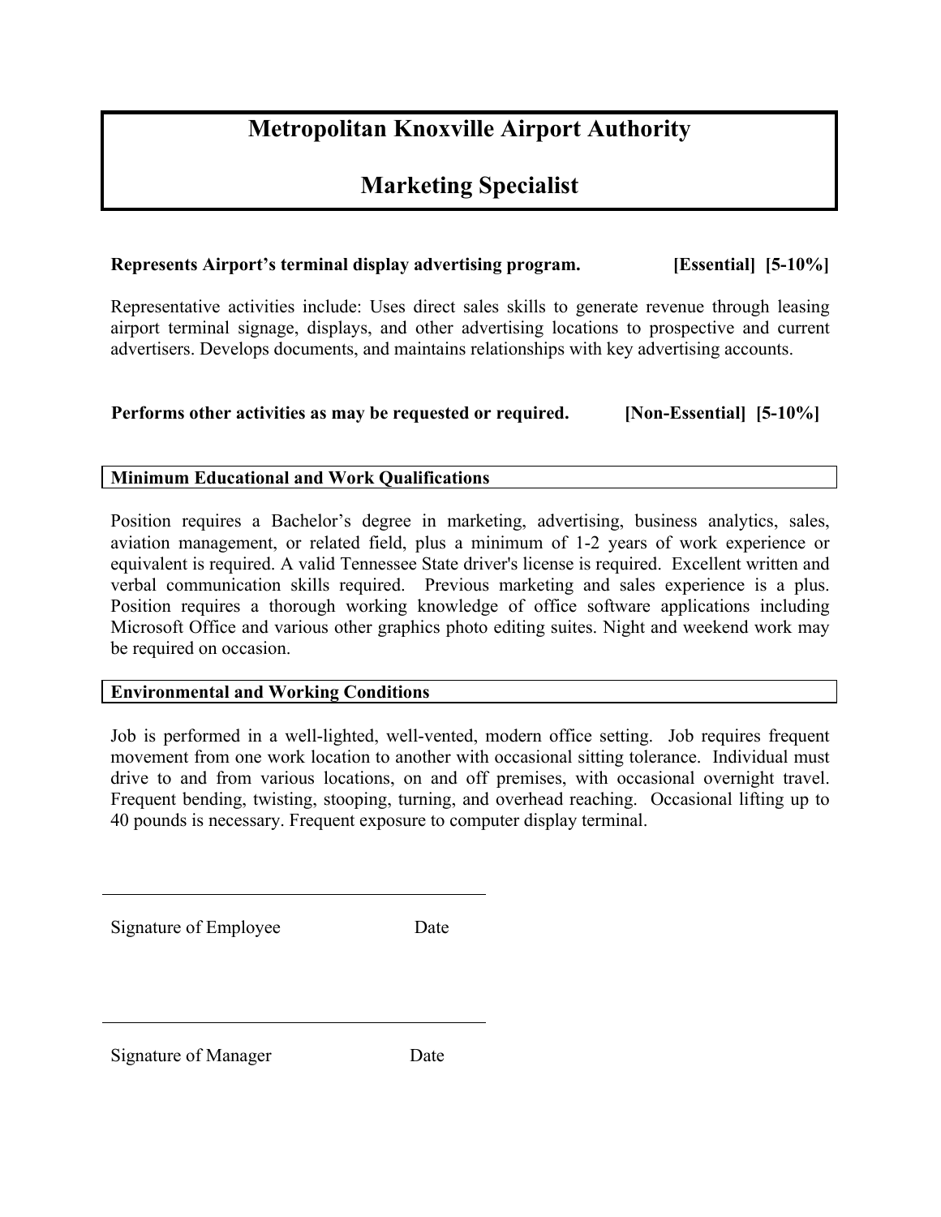# Metropolitan Knoxville Airport Authority

# Marketing Specialist

**Represents Airport's terminal display advertising program. [Essential] [5-10%]**

Representative activities include: Uses direct sales skills to generate revenue through leasing airport terminal signage, displays, and other advertising locations to prospective and current advertisers. Develops documents, and maintains relationships with key advertising accounts.

**Performs other activities as may be requested or required. [Non-Essential] [5-10%]**

## Minimum Educational and Work Qualifications

Position requires a Bachelor's degree in marketing, advertising, business analytics, sales, aviation management, or related field, plus a minimum of 1-2 years of work experience or equivalent is required. A valid Tennessee State driver's license is required. Excellent written and verbal communication skills required. Previous marketing and sales experience is a plus. Position requires a thorough working knowledge of office software applications including Microsoft Office and various other graphics photo editing suites. Night and weekend work may be required on occasion.

## Environmental and Working Conditions

Job is performed in a well-lighted, well-vented, modern office setting. Job requires frequent movement from one work location to another with occasional sitting tolerance. Individual must drive to and from various locations, on and off premises, with occasional overnight travel. Frequent bending, twisting, stooping, turning, and overhead reaching. Occasional lifting up to 40 pounds is necessary. Frequent exposure to computer display terminal.

\_\_\_\_\_\_\_\_\_\_\_\_\_\_\_\_\_\_\_\_\_\_\_\_\_\_\_\_\_\_\_\_\_\_\_\_\_\_\_\_

Signature of Employee Date

\_\_\_\_\_\_\_\_\_\_\_\_\_\_\_\_\_\_\_\_\_\_\_\_\_\_\_\_\_\_\_\_\_\_\_\_\_\_\_\_

Signature of Manager Date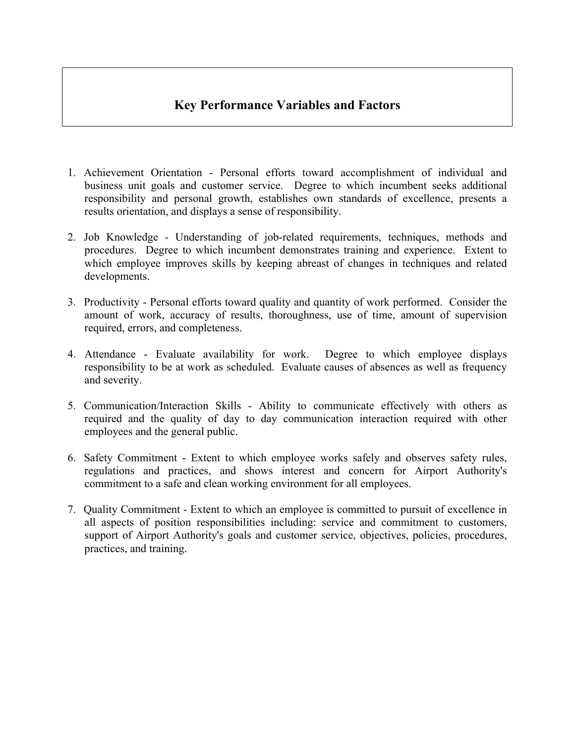## Key Performance Variables and Factors

1. Achievement Orientation - Personal efforts toward accomplishment of individual and business unit goals and customer service. Degree to which incumbent seeks additional responsibility and personal growth, establishes own standards of excellence, presents a results orientation, and displays a sense of responsibility.

2. Job Knowledge - Understanding of job-related requirements, techniques, methods and procedures. Degree to which incumbent demonstrates training and experience. Extent to which employee improves skills by keeping abreast of changes in techniques and related developments.

3. Productivity - Personal efforts toward quality and quantity of work performed. Consider the amount of work, accuracy of results, thoroughness, use of time, amount of supervision required, errors, and completeness.

4. Attendance - Evaluate availability for work. Degree to which employee displays responsibility to be at work as scheduled. Evaluate causes of absences as well as frequency and severity.

5. Communication/Interaction Skills - Ability to communicate effectively with others as required and the quality of day to day communication interaction required with other employees and the general public.

6. Safety Commitment - Extent to which employee works safely and observes safety rules, regulations and practices, and shows interest and concern for Airport Authority's commitment to a safe and clean working environment for all employees.

7. Quality Commitment - Extent to which an employee is committed to pursuit of excellence in all aspects of position responsibilities including: service and commitment to customers, support of Airport Authority's goals and customer service, objectives, policies, procedures, practices, and training.